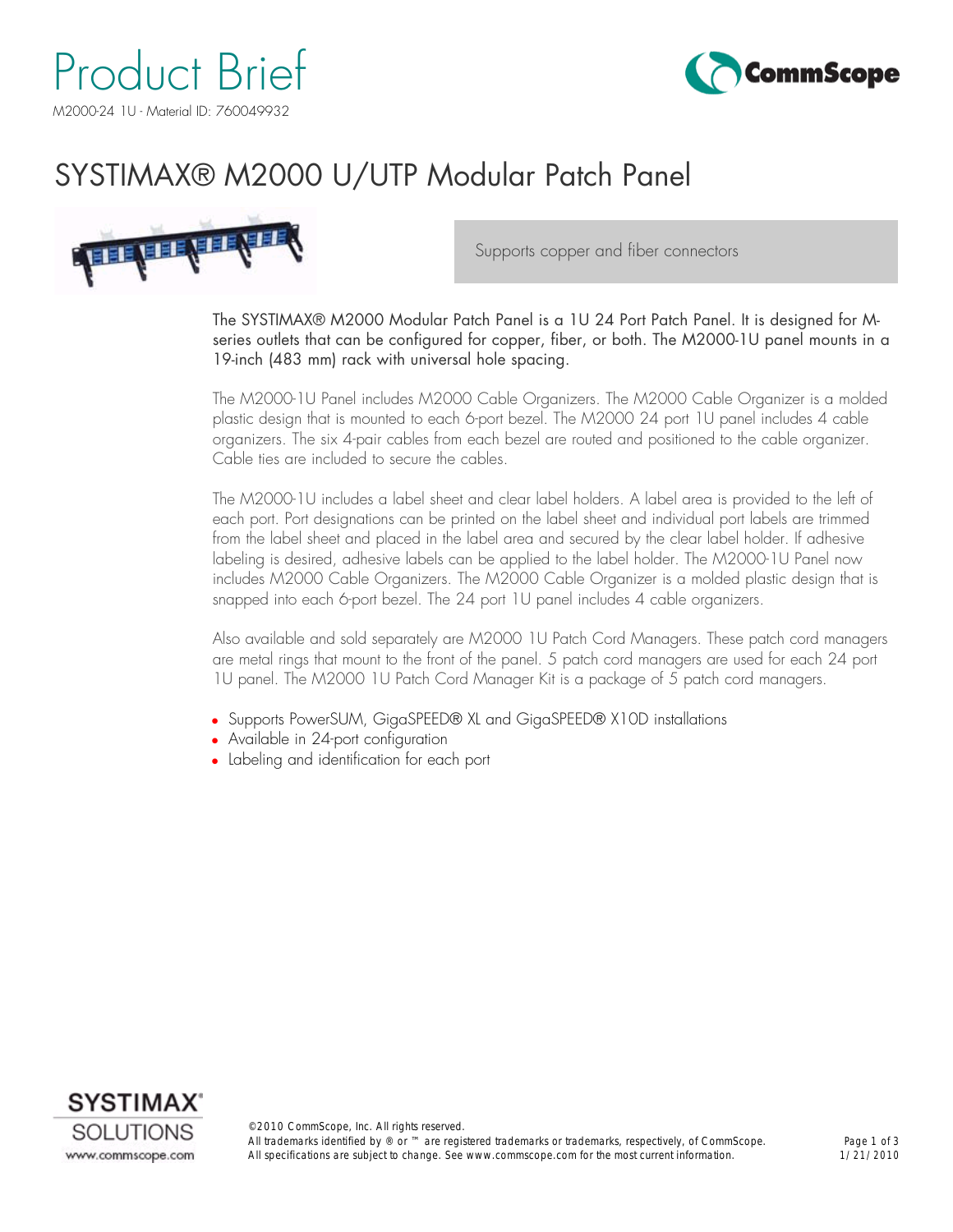# Product Brief

M2000-24 1U - Material ID: 760049932

## SYSTIMAX® M2000 U/UTP Modular Patch Panel

Supports copper and fiber connectors

The SYSTIMAX® M2000 Modular Patch Panel is a 1U 24 Port Patch Panel. It is designed for M-series outlets that can be configured for copper, fiber, or both. The M2000-1U panel mounts in a 19-inch (483 mm) rack with universal hole spacing.

The M2000-1U Panel includes M2000 Cable Organizers. The M2000 Cable Organizer is a molded plastic design that is mounted to each 6-port bezel. The M2000 24 port 1U panel includes 4 cable organizers. The six 4-pair cables from each bezel are routed and positioned to the cable organizer. Cable ties are included to secure the cables.

The M2000-1U includes a label sheet and clear label holders. A label area is provided to the left of each port. Port designations can be printed on the label sheet and individual port labels are trimmed from the label sheet and placed in the label area and secured by the clear label holder. If adhesive labeling is desired, adhesive labels can be applied to the label holder. The M2000-1U Panel now includes M2000 Cable Organizers. The M2000 Cable Organizer is a molded plastic design that is snapped into each 6-port bezel. The 24 port 1U panel includes 4 cable organizers.

Also available and sold separately are M2000 1U Patch Cord Managers. These patch cord managers are metal rings that mount to the front of the panel. 5 patch cord managers are used for each 24 port 1U panel. The M2000 1U Patch Cord Manager Kit is a package of 5 patch cord managers.

- Supports PowerSUM, GigaSPEED® XL and GigaSPEED® X10D installations
- Available in 24-port configuration
- Labeling and identification for each port

©2010 CommScope, Inc. All rights reserved.
All trademarks identified by ® or ™ are registered trademarks or trademarks, respectively, of CommScope.
All specifications are subject to change. See www.commscope.com for the most current information.

1/21/2010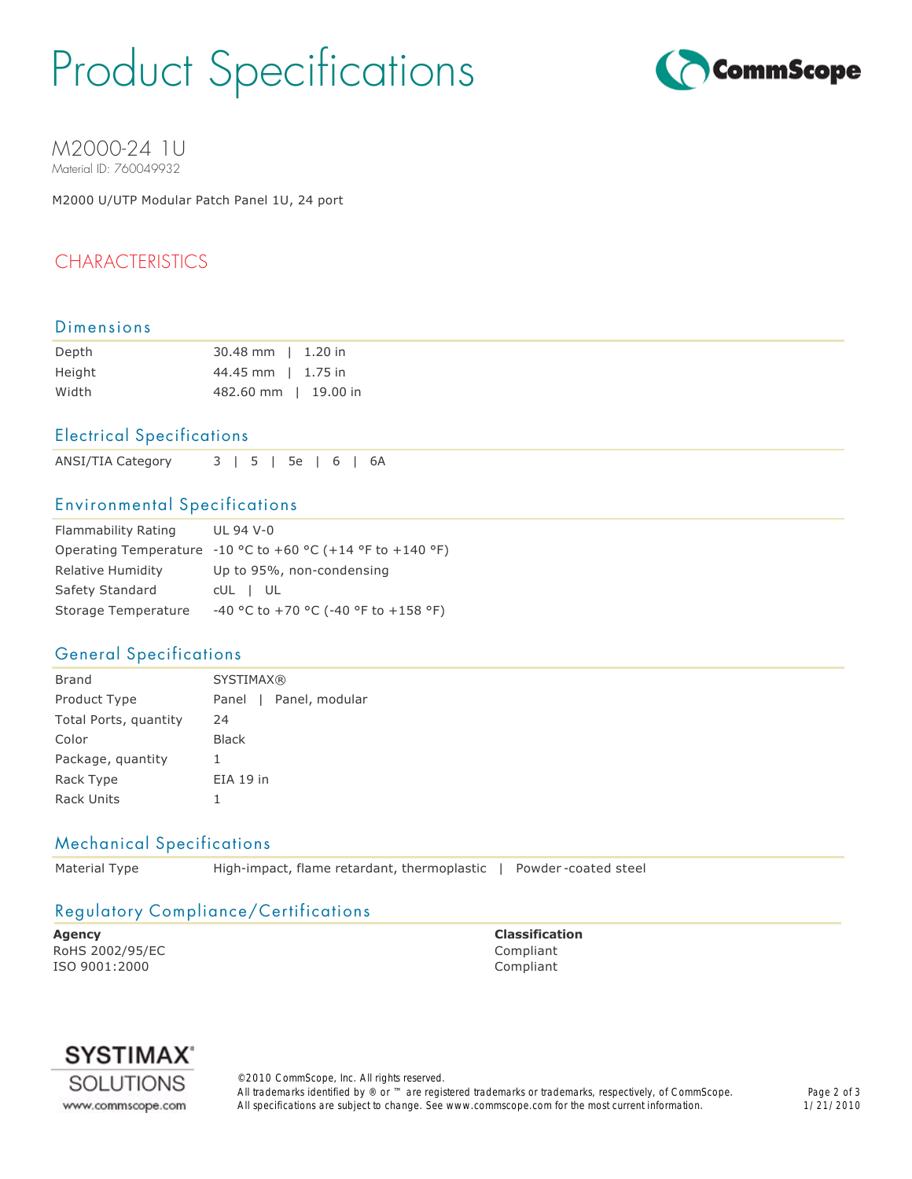# Product Specifications

## M2000-24 1U

Material ID: 760049932

M2000 U/UTP Modular Patch Panel 1U, 24 port

## CHARACTERISTICS

### Dimensions

| | |
|---|---|
| Depth | 30.48 mm \| 1.20 in |
| Height | 44.45 mm \| 1.75 in |
| Width | 482.60 mm \| 19.00 in |

### Electrical Specifications

| | |
|---|---|
| ANSI/TIA Category | 3 \| 5 \| 5e \| 6 \| 6A |

### Environmental Specifications

| | |
|---|---|
| Flammability Rating | UL 94 V-0 |
| Operating Temperature | -10 °C to +60 °C (+14 °F to +140 °F) |
| Relative Humidity | Up to 95%, non-condensing |
| Safety Standard | cUL \| UL |
| Storage Temperature | -40 °C to +70 °C (-40 °F to +158 °F) |

### General Specifications

| | |
|---|---|
| Brand | SYSTIMAX® |
| Product Type | Panel \| Panel, modular |
| Total Ports, quantity | 24 |
| Color | Black |
| Package, quantity | 1 |
| Rack Type | EIA 19 in |
| Rack Units | 1 |

### Mechanical Specifications

| | |
|---|---|
| Material Type | High-impact, flame retardant, thermoplastic \| Powder-coated steel |

### Regulatory Compliance/Certifications

| Agency | Classification |
|---|---|
| RoHS 2002/95/EC | Compliant |
| ISO 9001:2000 | Compliant |

SYSTIMAX® SOLUTIONS
www.commscope.com

©2010 CommScope, Inc. All rights reserved.
All trademarks identified by ® or ™ are registered trademarks or trademarks, respectively, of CommScope.
All specifications are subject to change. See www.commscope.com for the most current information.

1/21/2010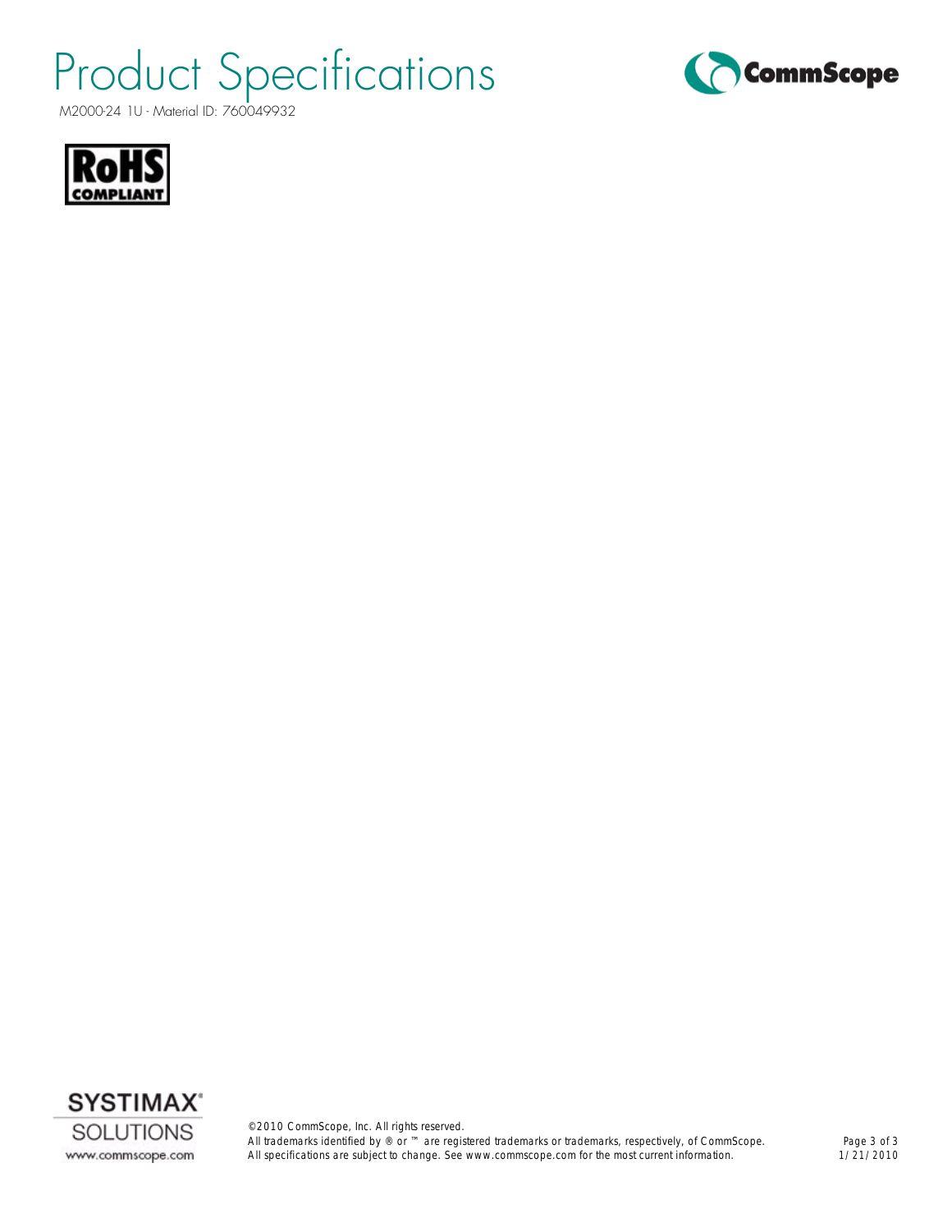# Product Specifications

M2000-24 1U - Material ID: 760049932

RoHS COMPLIANT

©2010 CommScope, Inc. All rights reserved.
All trademarks identified by ® or ™ are registered trademarks or trademarks, respectively, of CommScope.
All specifications are subject to change. See www.commscope.com for the most current information.